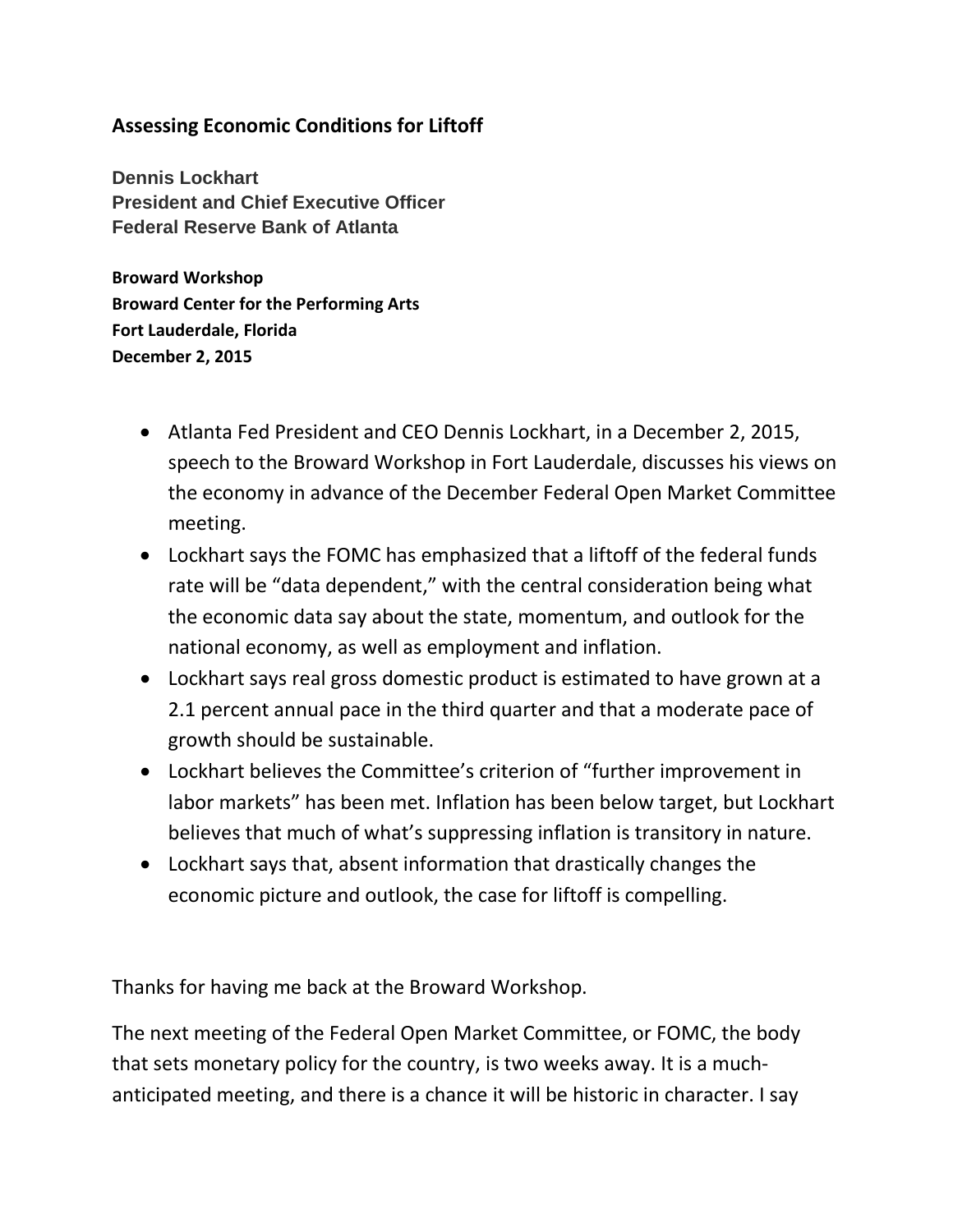## Assessing Economic Conditions for Liftoff

**Dennis Lockhart**
**President and Chief Executive Officer**
**Federal Reserve Bank of Atlanta**

**Broward Workshop**
**Broward Center for the Performing Arts**
**Fort Lauderdale, Florida**
**December 2, 2015**

- Atlanta Fed President and CEO Dennis Lockhart, in a December 2, 2015, speech to the Broward Workshop in Fort Lauderdale, discusses his views on the economy in advance of the December Federal Open Market Committee meeting.
- Lockhart says the FOMC has emphasized that a liftoff of the federal funds rate will be "data dependent," with the central consideration being what the economic data say about the state, momentum, and outlook for the national economy, as well as employment and inflation.
- Lockhart says real gross domestic product is estimated to have grown at a 2.1 percent annual pace in the third quarter and that a moderate pace of growth should be sustainable.
- Lockhart believes the Committee's criterion of "further improvement in labor markets" has been met. Inflation has been below target, but Lockhart believes that much of what's suppressing inflation is transitory in nature.
- Lockhart says that, absent information that drastically changes the economic picture and outlook, the case for liftoff is compelling.

Thanks for having me back at the Broward Workshop.

The next meeting of the Federal Open Market Committee, or FOMC, the body that sets monetary policy for the country, is two weeks away. It is a much-anticipated meeting, and there is a chance it will be historic in character. I say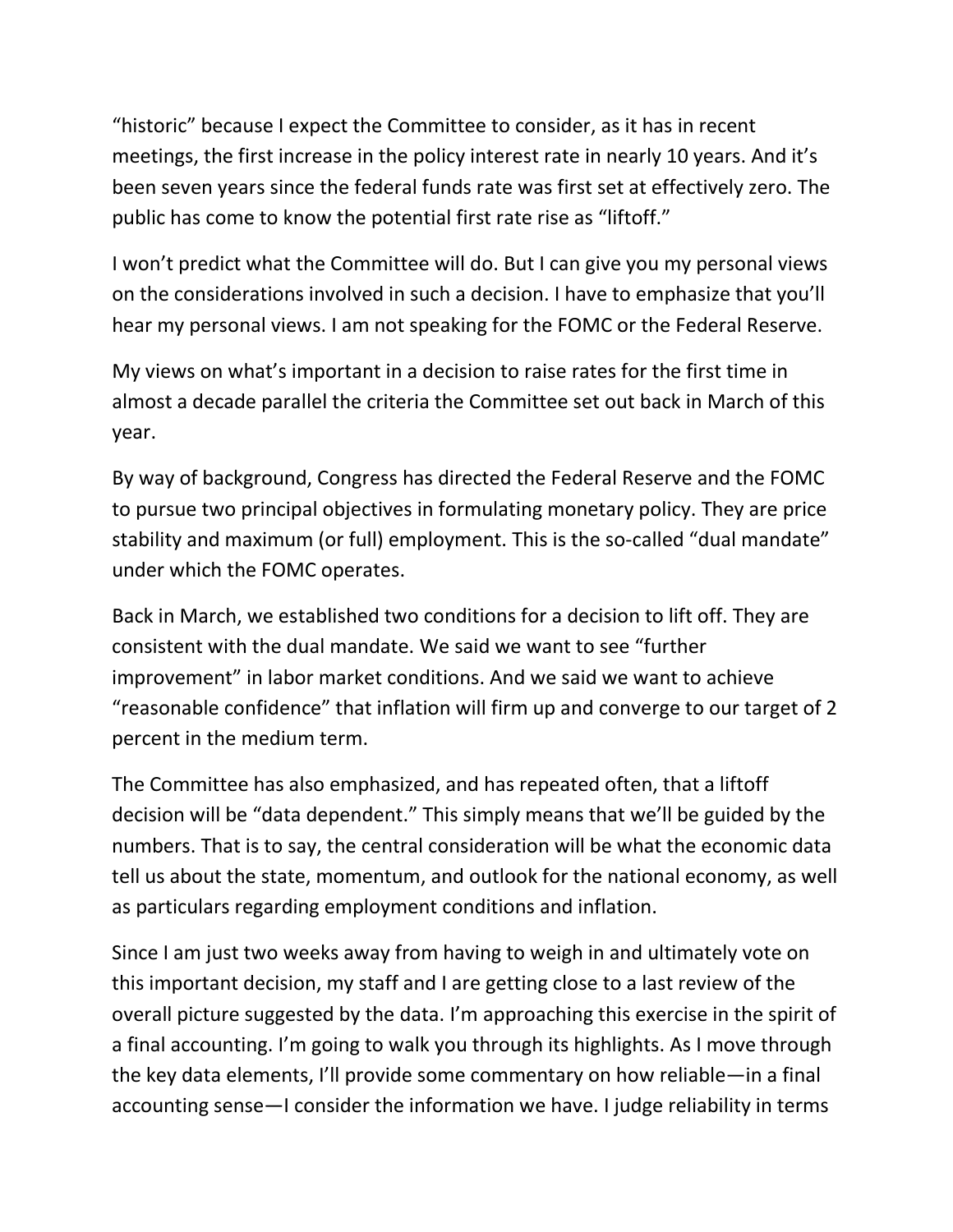“historic” because I expect the Committee to consider, as it has in recent meetings, the first increase in the policy interest rate in nearly 10 years. And it’s been seven years since the federal funds rate was first set at effectively zero. The public has come to know the potential first rate rise as “liftoff.”

I won’t predict what the Committee will do. But I can give you my personal views on the considerations involved in such a decision. I have to emphasize that you’ll hear my personal views. I am not speaking for the FOMC or the Federal Reserve.

My views on what’s important in a decision to raise rates for the first time in almost a decade parallel the criteria the Committee set out back in March of this year.

By way of background, Congress has directed the Federal Reserve and the FOMC to pursue two principal objectives in formulating monetary policy. They are price stability and maximum (or full) employment. This is the so-called “dual mandate” under which the FOMC operates.

Back in March, we established two conditions for a decision to lift off. They are consistent with the dual mandate. We said we want to see “further improvement” in labor market conditions. And we said we want to achieve “reasonable confidence” that inflation will firm up and converge to our target of 2 percent in the medium term.

The Committee has also emphasized, and has repeated often, that a liftoff decision will be “data dependent.” This simply means that we’ll be guided by the numbers. That is to say, the central consideration will be what the economic data tell us about the state, momentum, and outlook for the national economy, as well as particulars regarding employment conditions and inflation.

Since I am just two weeks away from having to weigh in and ultimately vote on this important decision, my staff and I are getting close to a last review of the overall picture suggested by the data. I’m approaching this exercise in the spirit of a final accounting. I’m going to walk you through its highlights. As I move through the key data elements, I’ll provide some commentary on how reliable—in a final accounting sense—I consider the information we have. I judge reliability in terms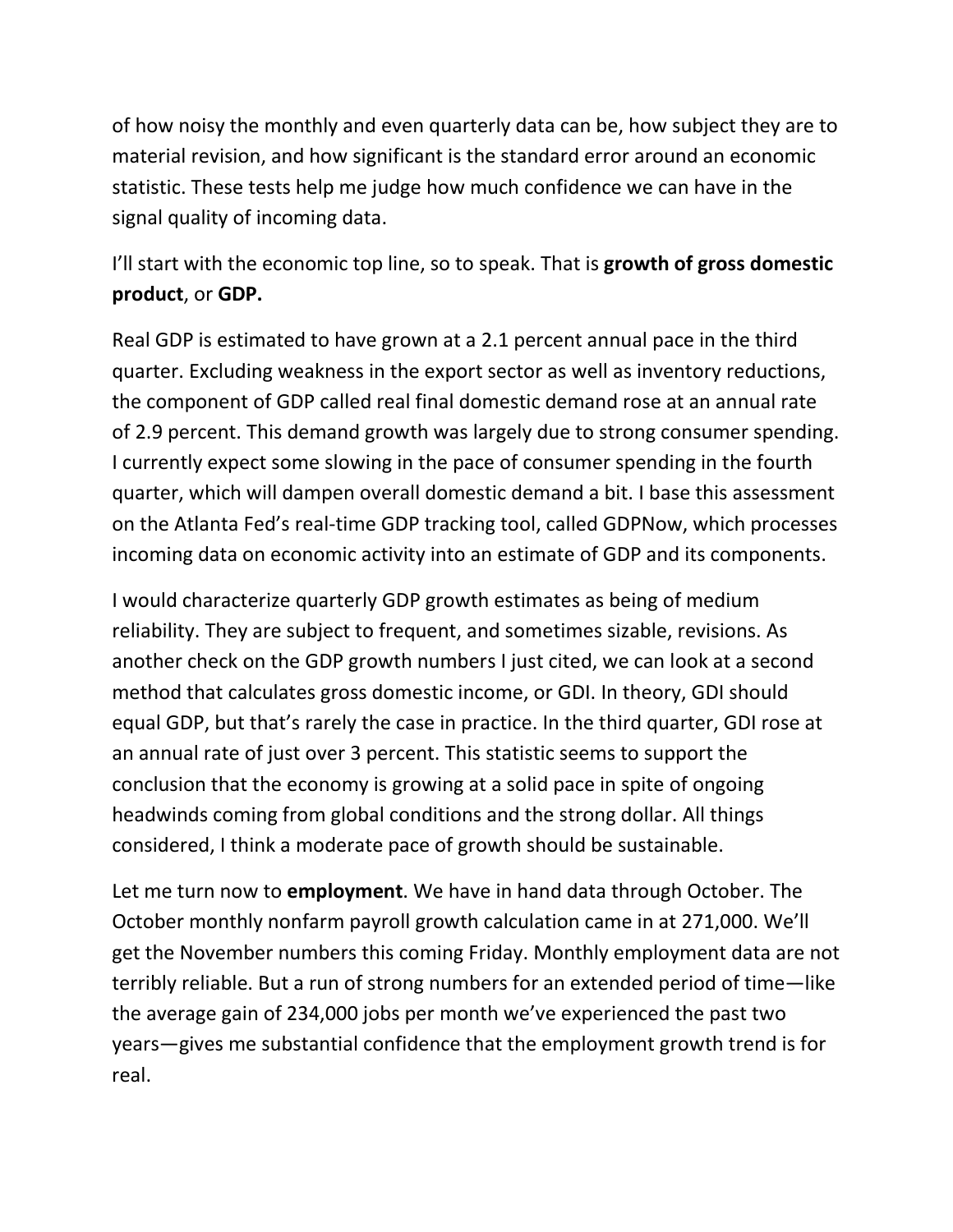of how noisy the monthly and even quarterly data can be, how subject they are to material revision, and how significant is the standard error around an economic statistic. These tests help me judge how much confidence we can have in the signal quality of incoming data.

I'll start with the economic top line, so to speak. That is **growth of gross domestic product**, or **GDP.**

Real GDP is estimated to have grown at a 2.1 percent annual pace in the third quarter. Excluding weakness in the export sector as well as inventory reductions, the component of GDP called real final domestic demand rose at an annual rate of 2.9 percent. This demand growth was largely due to strong consumer spending. I currently expect some slowing in the pace of consumer spending in the fourth quarter, which will dampen overall domestic demand a bit. I base this assessment on the Atlanta Fed's real-time GDP tracking tool, called GDPNow, which processes incoming data on economic activity into an estimate of GDP and its components.

I would characterize quarterly GDP growth estimates as being of medium reliability. They are subject to frequent, and sometimes sizable, revisions. As another check on the GDP growth numbers I just cited, we can look at a second method that calculates gross domestic income, or GDI. In theory, GDI should equal GDP, but that's rarely the case in practice. In the third quarter, GDI rose at an annual rate of just over 3 percent. This statistic seems to support the conclusion that the economy is growing at a solid pace in spite of ongoing headwinds coming from global conditions and the strong dollar. All things considered, I think a moderate pace of growth should be sustainable.

Let me turn now to **employment**. We have in hand data through October. The October monthly nonfarm payroll growth calculation came in at 271,000. We'll get the November numbers this coming Friday. Monthly employment data are not terribly reliable. But a run of strong numbers for an extended period of time—like the average gain of 234,000 jobs per month we've experienced the past two years—gives me substantial confidence that the employment growth trend is for real.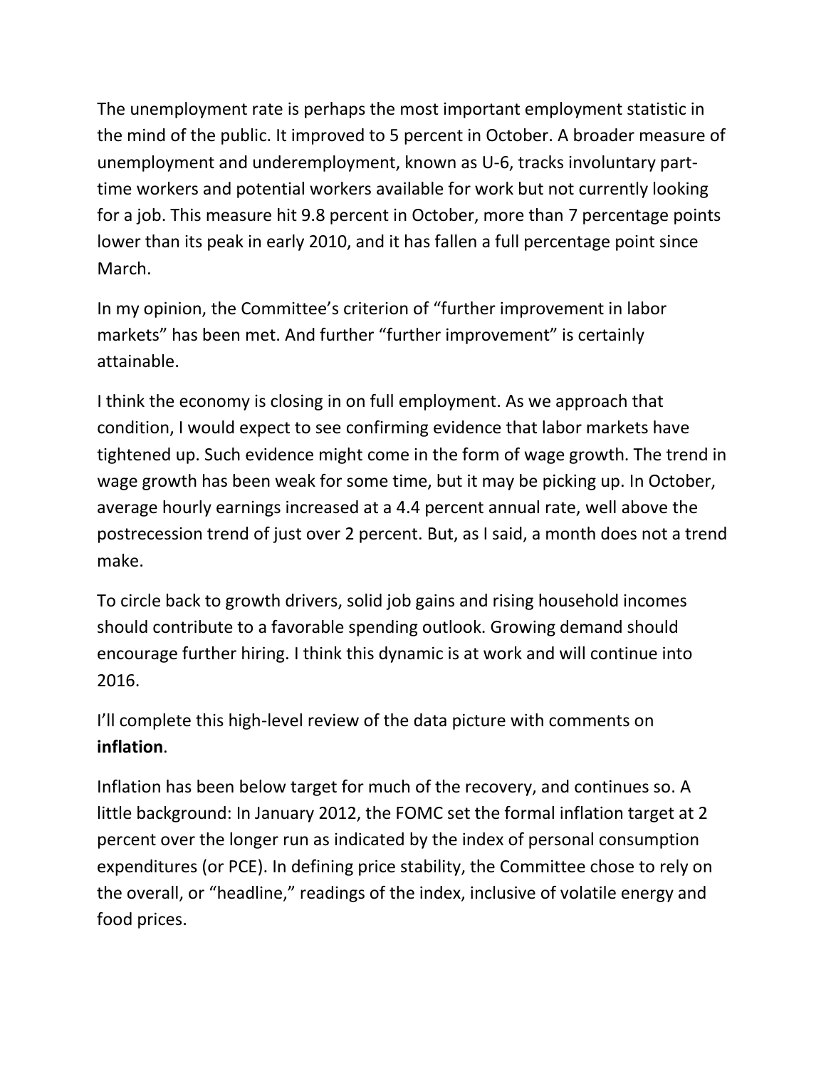The unemployment rate is perhaps the most important employment statistic in the mind of the public. It improved to 5 percent in October. A broader measure of unemployment and underemployment, known as U-6, tracks involuntary part-time workers and potential workers available for work but not currently looking for a job. This measure hit 9.8 percent in October, more than 7 percentage points lower than its peak in early 2010, and it has fallen a full percentage point since March.

In my opinion, the Committee's criterion of "further improvement in labor markets" has been met. And further "further improvement" is certainly attainable.

I think the economy is closing in on full employment. As we approach that condition, I would expect to see confirming evidence that labor markets have tightened up. Such evidence might come in the form of wage growth. The trend in wage growth has been weak for some time, but it may be picking up. In October, average hourly earnings increased at a 4.4 percent annual rate, well above the postrecession trend of just over 2 percent. But, as I said, a month does not a trend make.

To circle back to growth drivers, solid job gains and rising household incomes should contribute to a favorable spending outlook. Growing demand should encourage further hiring. I think this dynamic is at work and will continue into 2016.

I'll complete this high-level review of the data picture with comments on **inflation**.

Inflation has been below target for much of the recovery, and continues so. A little background: In January 2012, the FOMC set the formal inflation target at 2 percent over the longer run as indicated by the index of personal consumption expenditures (or PCE). In defining price stability, the Committee chose to rely on the overall, or "headline," readings of the index, inclusive of volatile energy and food prices.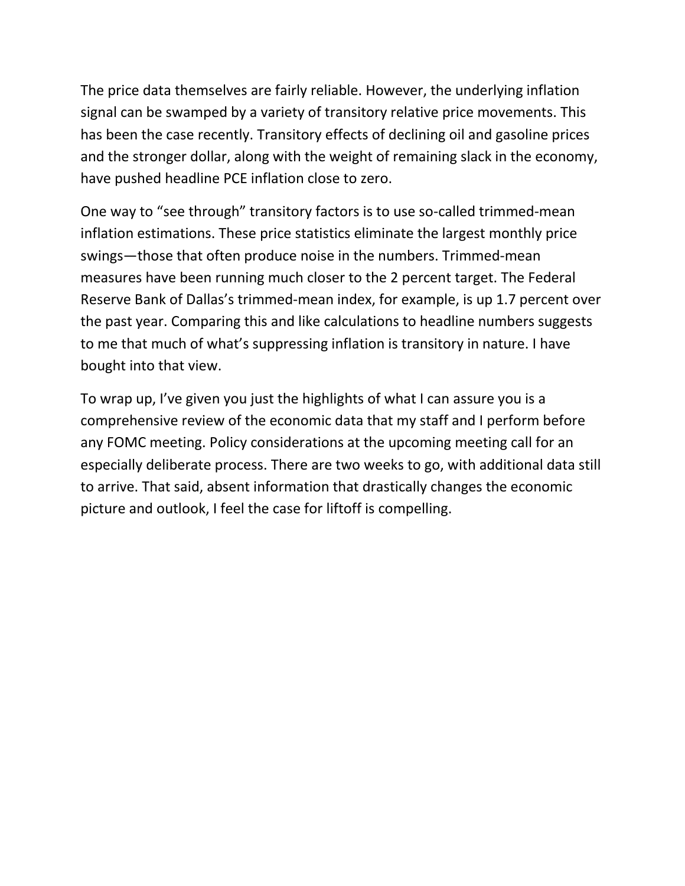The price data themselves are fairly reliable. However, the underlying inflation signal can be swamped by a variety of transitory relative price movements. This has been the case recently. Transitory effects of declining oil and gasoline prices and the stronger dollar, along with the weight of remaining slack in the economy, have pushed headline PCE inflation close to zero.

One way to "see through" transitory factors is to use so-called trimmed-mean inflation estimations. These price statistics eliminate the largest monthly price swings—those that often produce noise in the numbers. Trimmed-mean measures have been running much closer to the 2 percent target. The Federal Reserve Bank of Dallas's trimmed-mean index, for example, is up 1.7 percent over the past year. Comparing this and like calculations to headline numbers suggests to me that much of what's suppressing inflation is transitory in nature. I have bought into that view.

To wrap up, I've given you just the highlights of what I can assure you is a comprehensive review of the economic data that my staff and I perform before any FOMC meeting. Policy considerations at the upcoming meeting call for an especially deliberate process. There are two weeks to go, with additional data still to arrive. That said, absent information that drastically changes the economic picture and outlook, I feel the case for liftoff is compelling.